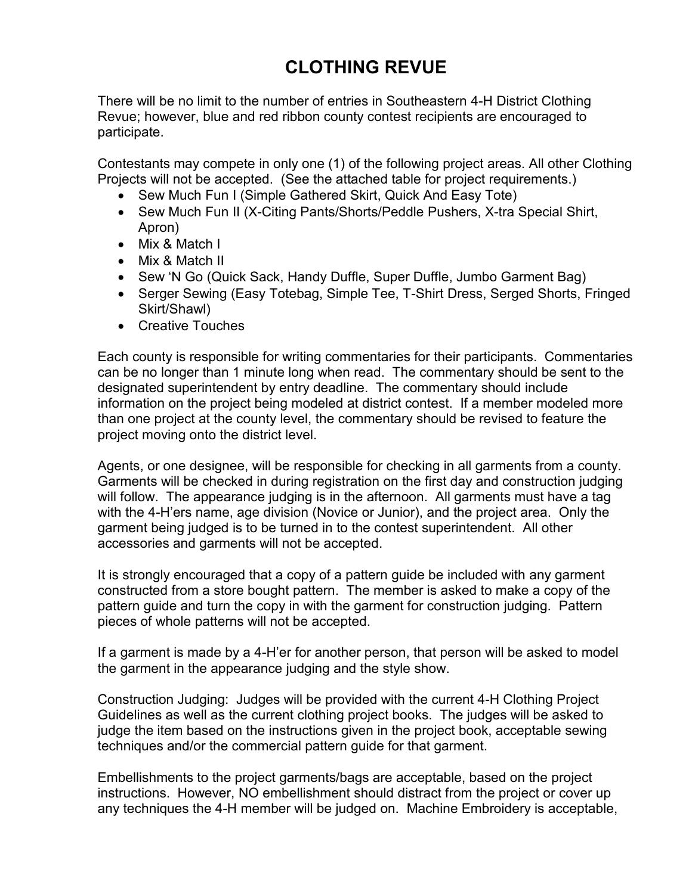# CLOTHING REVUE

There will be no limit to the number of entries in Southeastern 4-H District Clothing Revue; however, blue and red ribbon county contest recipients are encouraged to participate.

Contestants may compete in only one (1) of the following project areas. All other Clothing Projects will not be accepted. (See the attached table for project requirements.)

- Sew Much Fun I (Simple Gathered Skirt, Quick And Easy Tote)
- Sew Much Fun II (X-Citing Pants/Shorts/Peddle Pushers, X-tra Special Shirt, Apron)
- Mix & Match I
- Mix & Match II
- Sew 'N Go (Quick Sack, Handy Duffle, Super Duffle, Jumbo Garment Bag)
- Serger Sewing (Easy Totebag, Simple Tee, T-Shirt Dress, Serged Shorts, Fringed Skirt/Shawl)
- Creative Touches

Each county is responsible for writing commentaries for their participants. Commentaries can be no longer than 1 minute long when read. The commentary should be sent to the designated superintendent by entry deadline. The commentary should include information on the project being modeled at district contest. If a member modeled more than one project at the county level, the commentary should be revised to feature the project moving onto the district level.

Agents, or one designee, will be responsible for checking in all garments from a county. Garments will be checked in during registration on the first day and construction judging will follow. The appearance judging is in the afternoon. All garments must have a tag with the 4-H'ers name, age division (Novice or Junior), and the project area. Only the garment being judged is to be turned in to the contest superintendent. All other accessories and garments will not be accepted.

It is strongly encouraged that a copy of a pattern guide be included with any garment constructed from a store bought pattern. The member is asked to make a copy of the pattern guide and turn the copy in with the garment for construction judging. Pattern pieces of whole patterns will not be accepted.

If a garment is made by a 4-H'er for another person, that person will be asked to model the garment in the appearance judging and the style show.

Construction Judging: Judges will be provided with the current 4-H Clothing Project Guidelines as well as the current clothing project books. The judges will be asked to judge the item based on the instructions given in the project book, acceptable sewing techniques and/or the commercial pattern guide for that garment.

Embellishments to the project garments/bags are acceptable, based on the project instructions. However, NO embellishment should distract from the project or cover up any techniques the 4-H member will be judged on. Machine Embroidery is acceptable,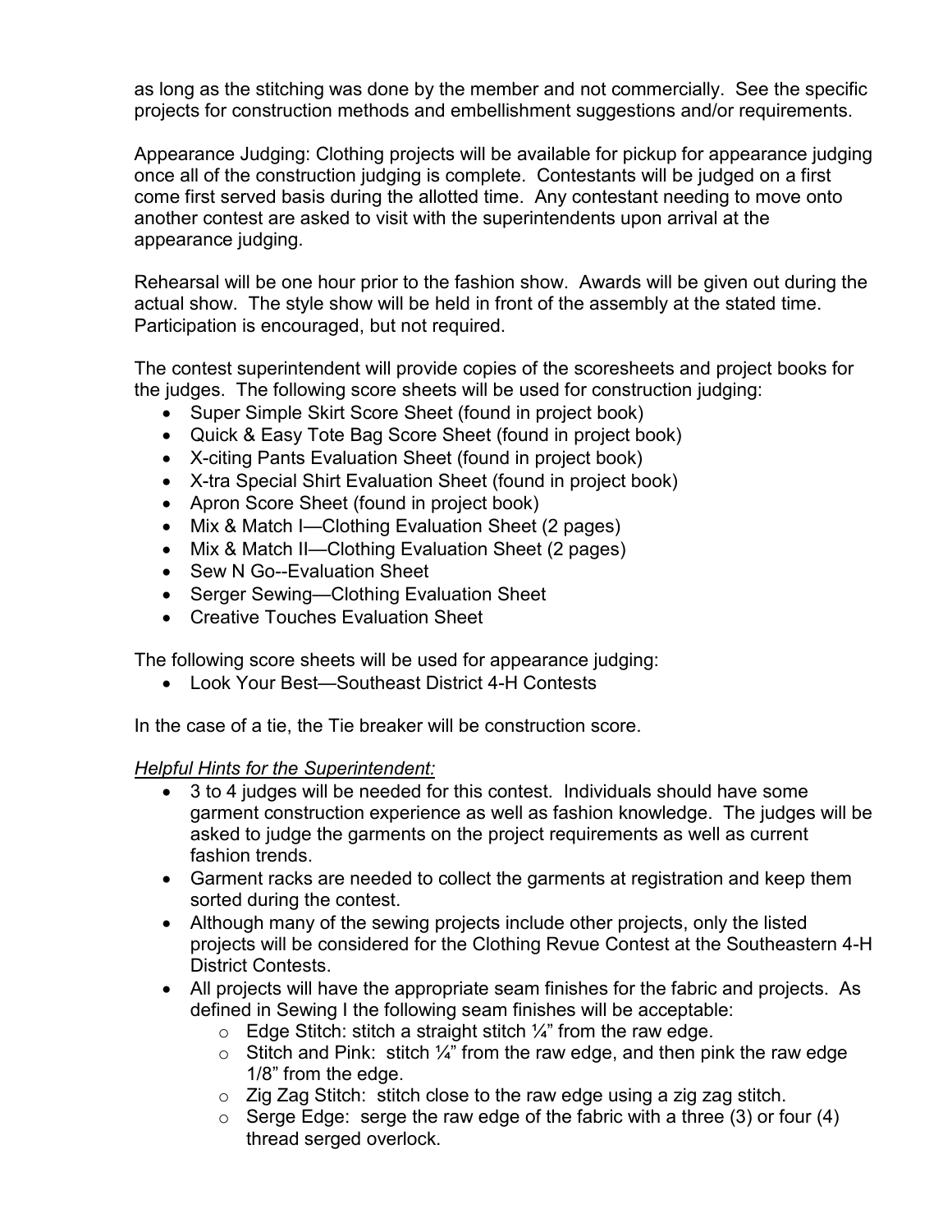as long as the stitching was done by the member and not commercially. See the specific projects for construction methods and embellishment suggestions and/or requirements.

Appearance Judging: Clothing projects will be available for pickup for appearance judging once all of the construction judging is complete. Contestants will be judged on a first come first served basis during the allotted time. Any contestant needing to move onto another contest are asked to visit with the superintendents upon arrival at the appearance judging.

Rehearsal will be one hour prior to the fashion show. Awards will be given out during the actual show. The style show will be held in front of the assembly at the stated time. Participation is encouraged, but not required.

The contest superintendent will provide copies of the scoresheets and project books for the judges. The following score sheets will be used for construction judging:

- Super Simple Skirt Score Sheet (found in project book)
- Quick & Easy Tote Bag Score Sheet (found in project book)
- X-citing Pants Evaluation Sheet (found in project book)
- X-tra Special Shirt Evaluation Sheet (found in project book)
- Apron Score Sheet (found in project book)
- Mix & Match I—Clothing Evaluation Sheet (2 pages)
- Mix & Match II—Clothing Evaluation Sheet (2 pages)
- Sew N Go--Evaluation Sheet
- Serger Sewing—Clothing Evaluation Sheet
- Creative Touches Evaluation Sheet

The following score sheets will be used for appearance judging:

- Look Your Best—Southeast District 4-H Contests

In the case of a tie, the Tie breaker will be construction score.

*Helpful Hints for the Superintendent:*

- 3 to 4 judges will be needed for this contest. Individuals should have some garment construction experience as well as fashion knowledge. The judges will be asked to judge the garments on the project requirements as well as current fashion trends.
- Garment racks are needed to collect the garments at registration and keep them sorted during the contest.
- Although many of the sewing projects include other projects, only the listed projects will be considered for the Clothing Revue Contest at the Southeastern 4-H District Contests.
- All projects will have the appropriate seam finishes for the fabric and projects. As defined in Sewing I the following seam finishes will be acceptable:
    - Edge Stitch: stitch a straight stitch ¼" from the raw edge.
    - Stitch and Pink: stitch ¼" from the raw edge, and then pink the raw edge 1/8" from the edge.
    - Zig Zag Stitch: stitch close to the raw edge using a zig zag stitch.
    - Serge Edge: serge the raw edge of the fabric with a three (3) or four (4) thread serged overlock.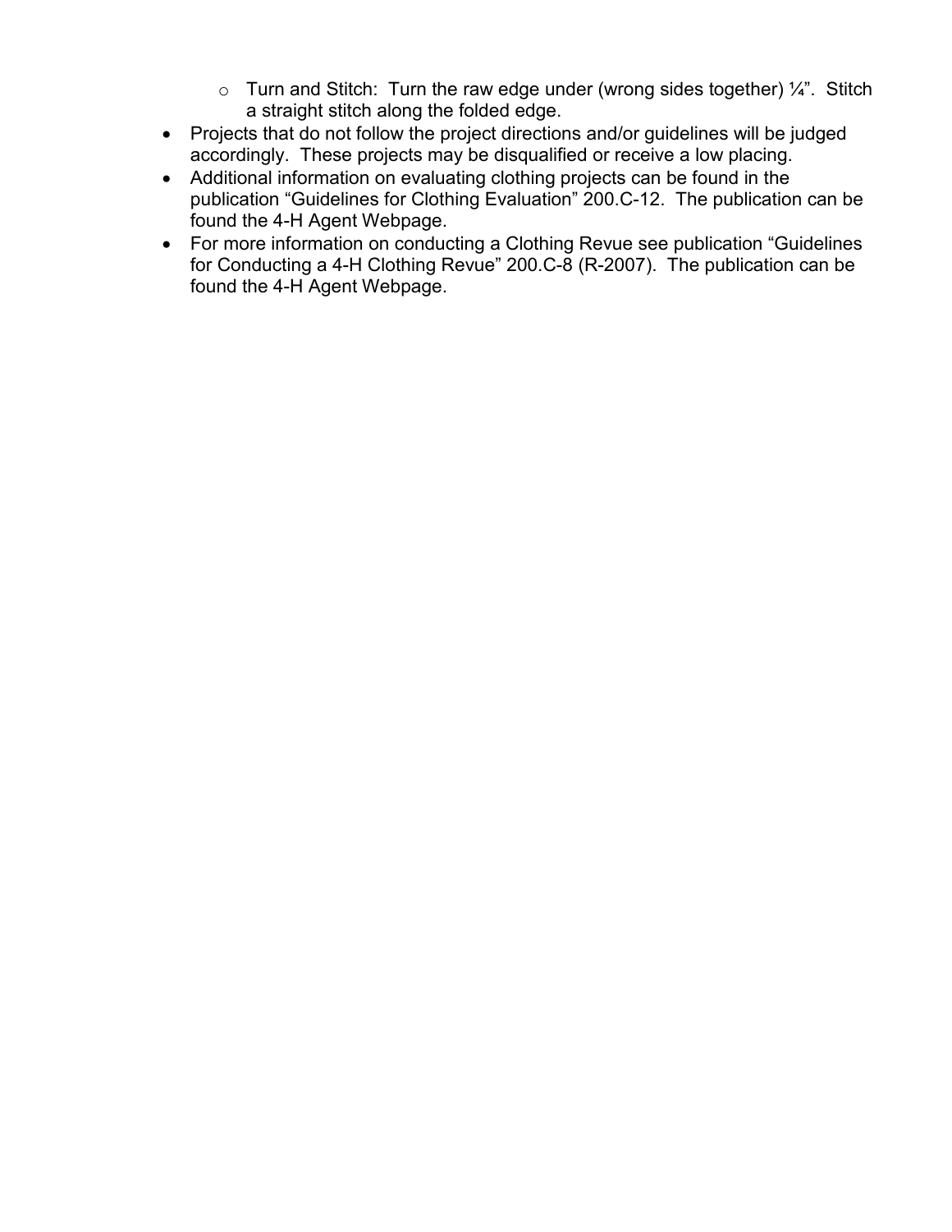- Turn and Stitch: Turn the raw edge under (wrong sides together) ¼". Stitch a straight stitch along the folded edge.
- Projects that do not follow the project directions and/or guidelines will be judged accordingly. These projects may be disqualified or receive a low placing.
- Additional information on evaluating clothing projects can be found in the publication "Guidelines for Clothing Evaluation" 200.C-12. The publication can be found the 4-H Agent Webpage.
- For more information on conducting a Clothing Revue see publication "Guidelines for Conducting a 4-H Clothing Revue" 200.C-8 (R-2007). The publication can be found the 4-H Agent Webpage.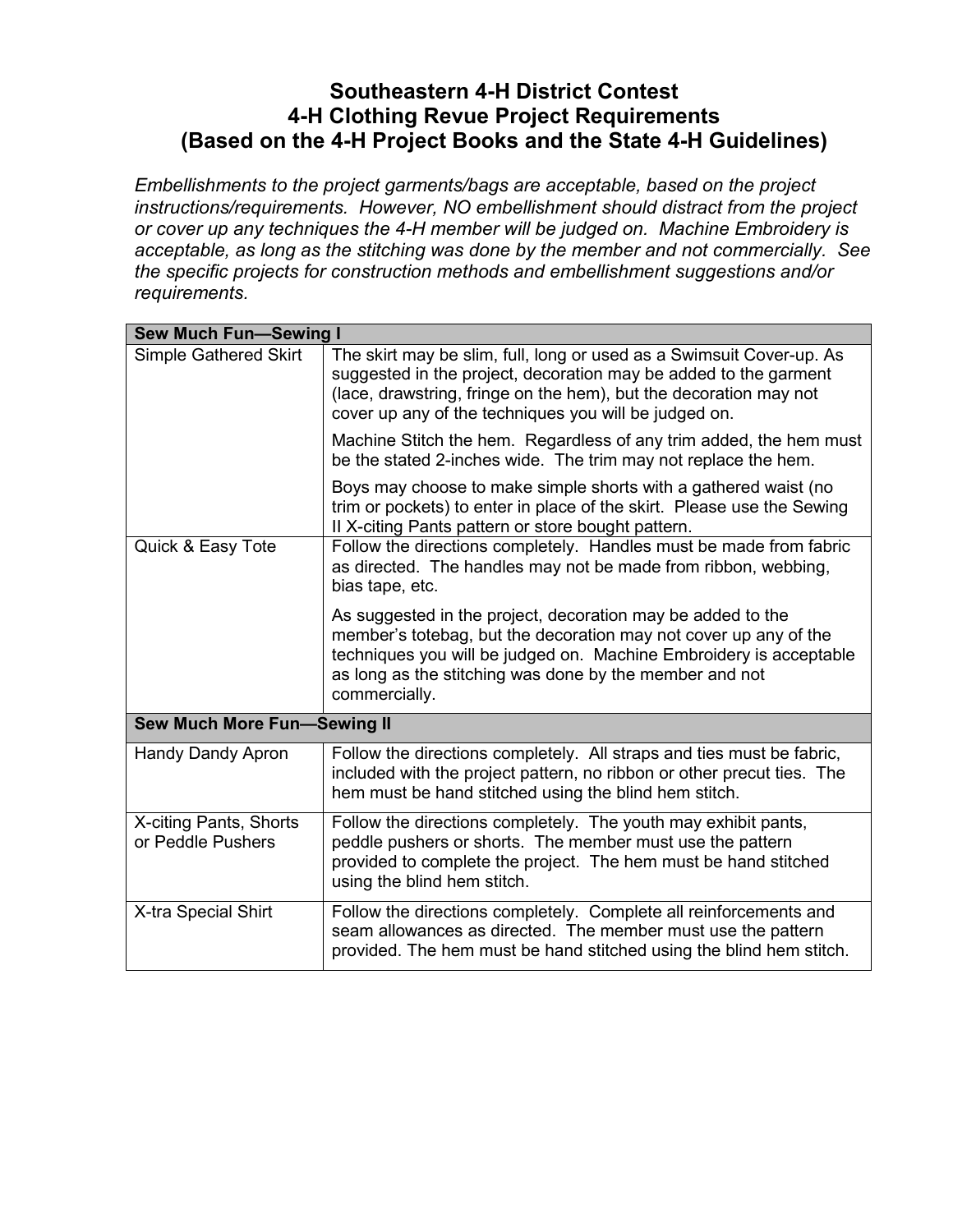# Southeastern 4-H District Contest
# 4-H Clothing Revue Project Requirements
# (Based on the 4-H Project Books and the State 4-H Guidelines)

*Embellishments to the project garments/bags are acceptable, based on the project instructions/requirements. However, NO embellishment should distract from the project or cover up any techniques the 4-H member will be judged on. Machine Embroidery is acceptable, as long as the stitching was done by the member and not commercially. See the specific projects for construction methods and embellishment suggestions and/or requirements.*

| **Sew Much Fun—Sewing I** | |
|---|---|
| Simple Gathered Skirt | The skirt may be slim, full, long or used as a Swimsuit Cover-up. As suggested in the project, decoration may be added to the garment (lace, drawstring, fringe on the hem), but the decoration may not cover up any of the techniques you will be judged on.<br><br>Machine Stitch the hem. Regardless of any trim added, the hem must be the stated 2-inches wide. The trim may not replace the hem.<br><br>Boys may choose to make simple shorts with a gathered waist (no trim or pockets) to enter in place of the skirt. Please use the Sewing II X-citing Pants pattern or store bought pattern. |
| Quick & Easy Tote | Follow the directions completely. Handles must be made from fabric as directed. The handles may not be made from ribbon, webbing, bias tape, etc.<br><br>As suggested in the project, decoration may be added to the member's totebag, but the decoration may not cover up any of the techniques you will be judged on. Machine Embroidery is acceptable as long as the stitching was done by the member and not commercially. |
| **Sew Much More Fun—Sewing II** | |
| Handy Dandy Apron | Follow the directions completely. All straps and ties must be fabric, included with the project pattern, no ribbon or other precut ties. The hem must be hand stitched using the blind hem stitch. |
| X-citing Pants, Shorts or Peddle Pushers | Follow the directions completely. The youth may exhibit pants, peddle pushers or shorts. The member must use the pattern provided to complete the project. The hem must be hand stitched using the blind hem stitch. |
| X-tra Special Shirt | Follow the directions completely. Complete all reinforcements and seam allowances as directed. The member must use the pattern provided. The hem must be hand stitched using the blind hem stitch. |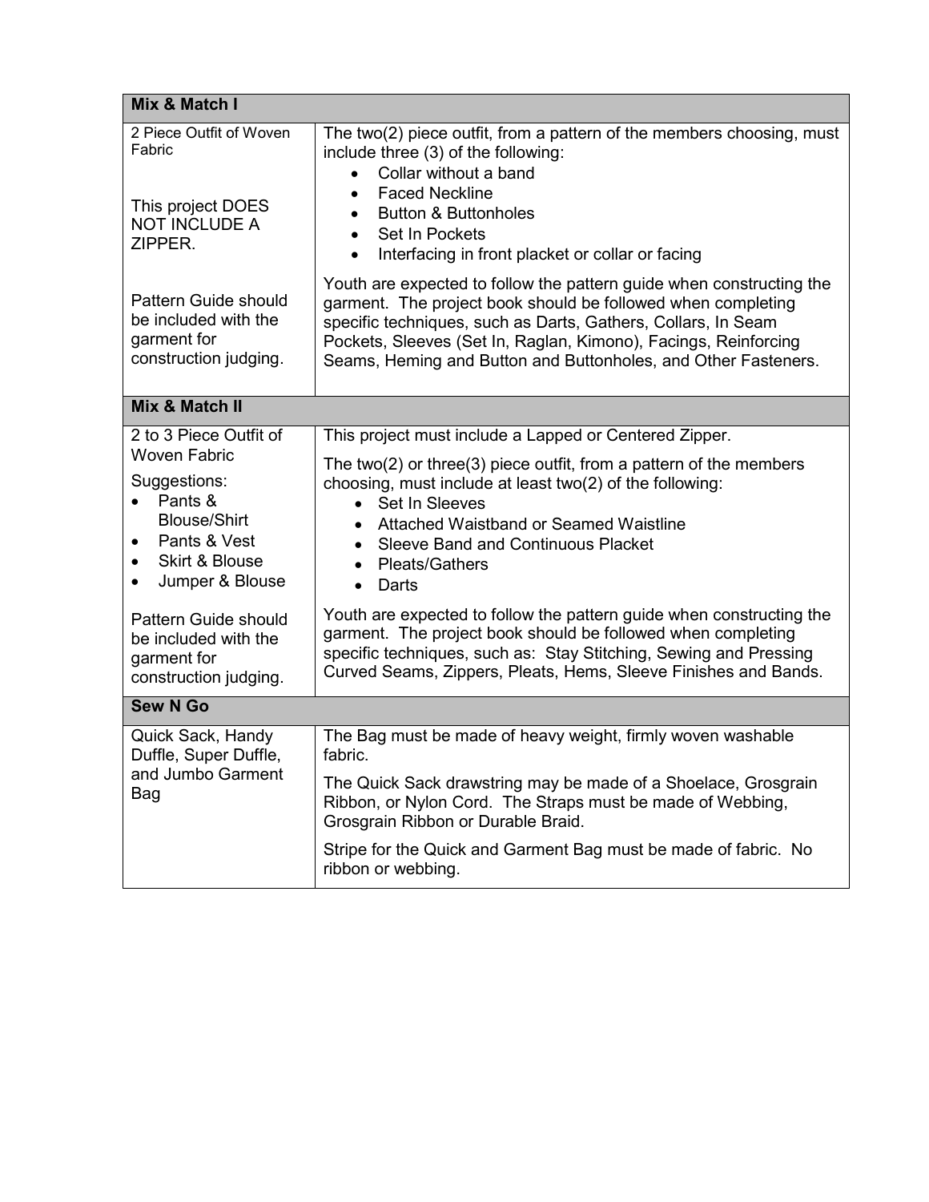| Mix & Match I | |
|---|---|
| 2 Piece Outfit of Woven Fabric<br><br>This project DOES NOT INCLUDE A ZIPPER.<br><br>Pattern Guide should be included with the garment for construction judging. | The two(2) piece outfit, from a pattern of the members choosing, must include three (3) of the following:<br>• Collar without a band<br>• Faced Neckline<br>• Button & Buttonholes<br>• Set In Pockets<br>• Interfacing in front placket or collar or facing<br><br>Youth are expected to follow the pattern guide when constructing the garment. The project book should be followed when completing specific techniques, such as Darts, Gathers, Collars, In Seam Pockets, Sleeves (Set In, Raglan, Kimono), Facings, Reinforcing Seams, Heming and Button and Buttonholes, and Other Fasteners. |
| **Mix & Match II** | |
| 2 to 3 Piece Outfit of Woven Fabric<br><br>Suggestions:<br>• Pants & Blouse/Shirt<br>• Pants & Vest<br>• Skirt & Blouse<br>• Jumper & Blouse<br><br>Pattern Guide should be included with the garment for construction judging. | This project must include a Lapped or Centered Zipper.<br><br>The two(2) or three(3) piece outfit, from a pattern of the members choosing, must include at least two(2) of the following:<br>• Set In Sleeves<br>• Attached Waistband or Seamed Waistline<br>• Sleeve Band and Continuous Placket<br>• Pleats/Gathers<br>• Darts<br><br>Youth are expected to follow the pattern guide when constructing the garment. The project book should be followed when completing specific techniques, such as: Stay Stitching, Sewing and Pressing Curved Seams, Zippers, Pleats, Hems, Sleeve Finishes and Bands. |
| **Sew N Go** | |
| Quick Sack, Handy Duffle, Super Duffle, and Jumbo Garment Bag | The Bag must be made of heavy weight, firmly woven washable fabric.<br><br>The Quick Sack drawstring may be made of a Shoelace, Grosgrain Ribbon, or Nylon Cord. The Straps must be made of Webbing, Grosgrain Ribbon or Durable Braid.<br><br>Stripe for the Quick and Garment Bag must be made of fabric. No ribbon or webbing. |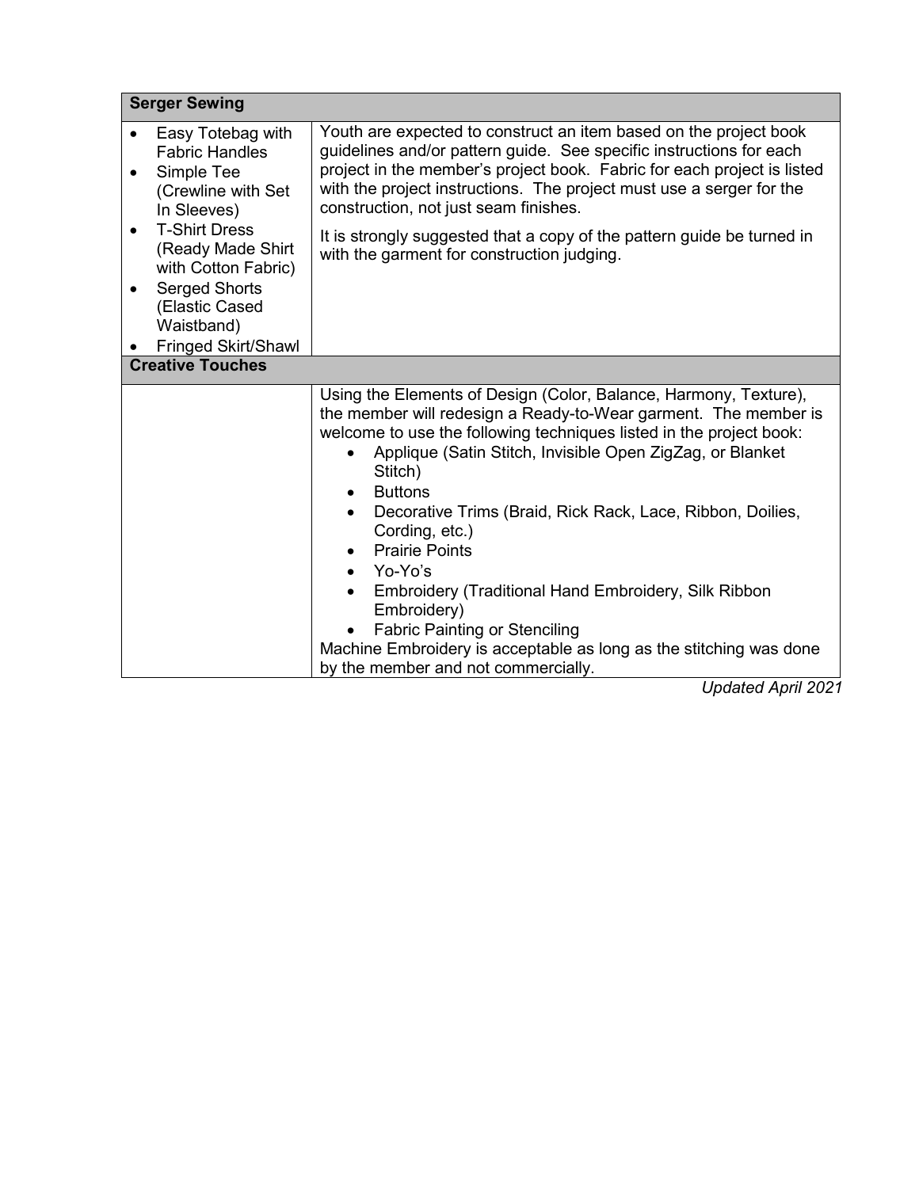| Serger Sewing | |
|---|---|
| • Easy Totebag with Fabric Handles<br>• Simple Tee (Crewline with Set In Sleeves)<br>• T-Shirt Dress (Ready Made Shirt with Cotton Fabric)<br>• Serged Shorts (Elastic Cased Waistband)<br>• Fringed Skirt/Shawl | Youth are expected to construct an item based on the project book guidelines and/or pattern guide. See specific instructions for each project in the member's project book. Fabric for each project is listed with the project instructions. The project must use a serger for the construction, not just seam finishes.<br><br>It is strongly suggested that a copy of the pattern guide be turned in with the garment for construction judging. |
| **Creative Touches** | |
| | Using the Elements of Design (Color, Balance, Harmony, Texture), the member will redesign a Ready-to-Wear garment. The member is welcome to use the following techniques listed in the project book:<br>• Applique (Satin Stitch, Invisible Open ZigZag, or Blanket Stitch)<br>• Buttons<br>• Decorative Trims (Braid, Rick Rack, Lace, Ribbon, Doilies, Cording, etc.)<br>• Prairie Points<br>• Yo-Yo's<br>• Embroidery (Traditional Hand Embroidery, Silk Ribbon Embroidery)<br>• Fabric Painting or Stenciling<br>Machine Embroidery is acceptable as long as the stitching was done by the member and not commercially. |

*Updated April 2021*